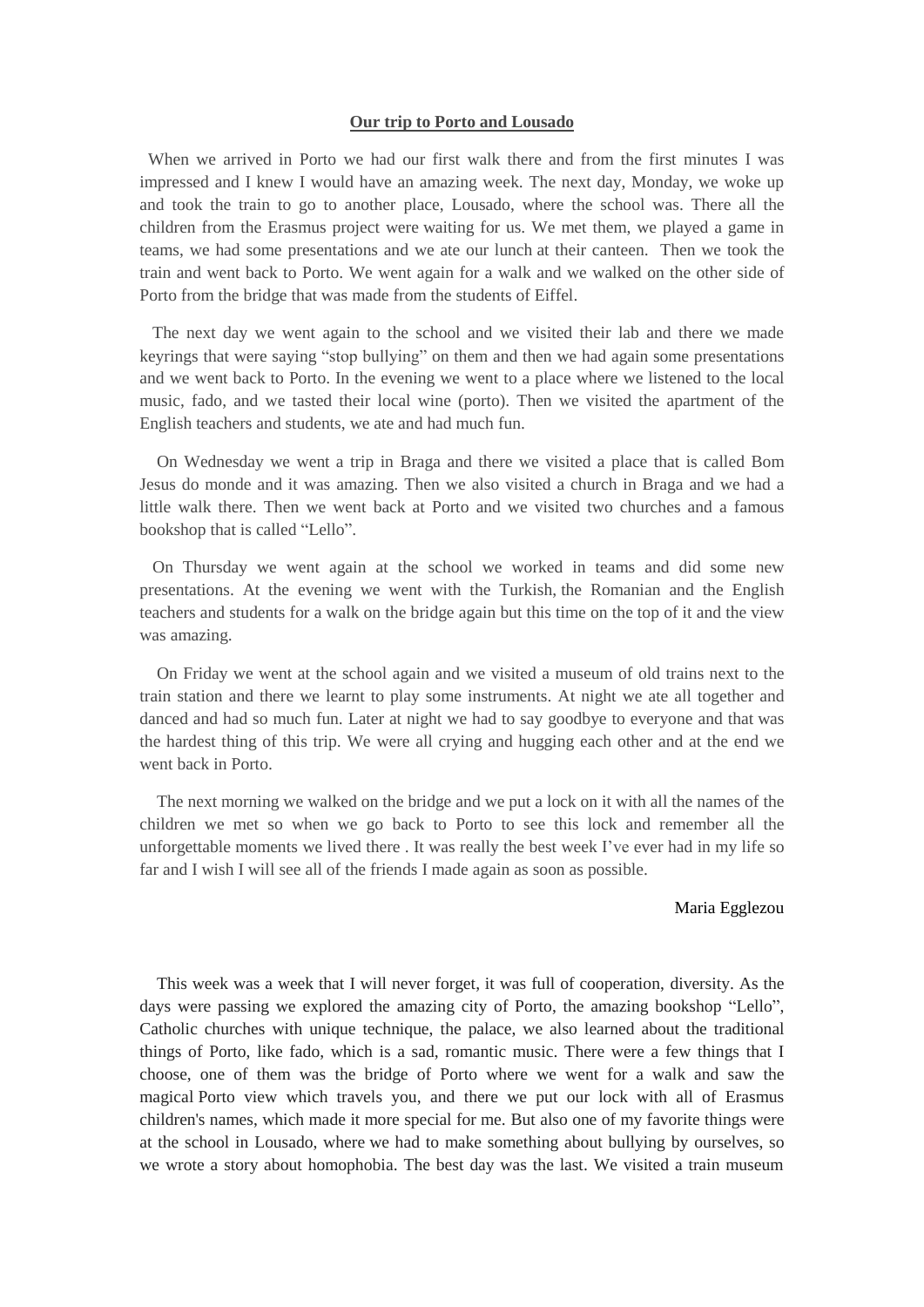**Our trip to Porto and Lousado**

When we arrived in Porto we had our first walk there and from the first minutes I was impressed and I knew I would have an amazing week. The next day, Monday, we woke up and took the train to go to another place, Lousado, where the school was. There all the children from the Erasmus project were waiting for us. We met them, we played a game in teams, we had some presentations and we ate our lunch at their canteen. Then we took the train and went back to Porto. We went again for a walk and we walked on the other side of Porto from the bridge that was made from the students of Eiffel.

The next day we went again to the school and we visited their lab and there we made keyrings that were saying "stop bullying" on them and then we had again some presentations and we went back to Porto. In the evening we went to a place where we listened to the local music, fado, and we tasted their local wine (porto). Then we visited the apartment of the English teachers and students, we ate and had much fun.

On Wednesday we went a trip in Braga and there we visited a place that is called Bom Jesus do monde and it was amazing. Then we also visited a church in Braga and we had a little walk there. Then we went back at Porto and we visited two churches and a famous bookshop that is called "Lello".

On Thursday we went again at the school we worked in teams and did some new presentations. At the evening we went with the Turkish, the Romanian and the English teachers and students for a walk on the bridge again but this time on the top of it and the view was amazing.

On Friday we went at the school again and we visited a museum of old trains next to the train station and there we learnt to play some instruments. At night we ate all together and danced and had so much fun. Later at night we had to say goodbye to everyone and that was the hardest thing of this trip. We were all crying and hugging each other and at the end we went back in Porto.

The next morning we walked on the bridge and we put a lock on it with all the names of the children we met so when we go back to Porto to see this lock and remember all the unforgettable moments we lived there . It was really the best week I've ever had in my life so far and I wish I will see all of the friends I made again as soon as possible.

Maria Egglezou

This week was a week that I will never forget, it was full of cooperation, diversity. As the days were passing we explored the amazing city of Porto, the amazing bookshop "Lello", Catholic churches with unique technique, the palace, we also learned about the traditional things of Porto, like fado, which is a sad, romantic music. There were a few things that I choose, one of them was the bridge of Porto where we went for a walk and saw the magical Porto view which travels you, and there we put our lock with all of Erasmus children's names, which made it more special for me. But also one of my favorite things were at the school in Lousado, where we had to make something about bullying by ourselves, so we wrote a story about homophobia. The best day was the last. We visited a train museum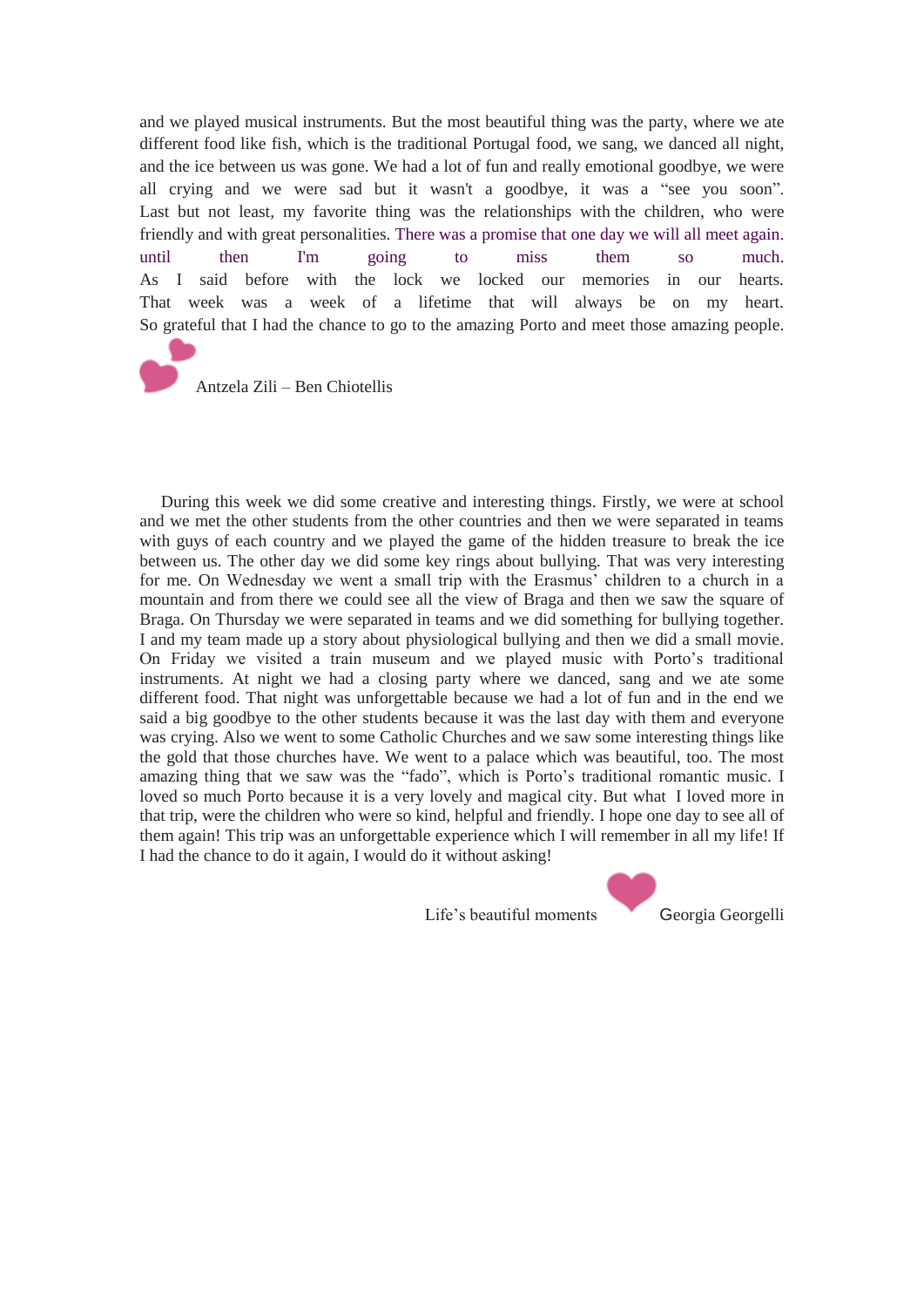and we played musical instruments. But the most beautiful thing was the party, where we ate different food like fish, which is the traditional Portugal food, we sang, we danced all night, and the ice between us was gone. We had a lot of fun and really emotional goodbye, we were all crying and we were sad but it wasn't a goodbye, it was a "see you soon". Last but not least, my favorite thing was the relationships with the children, who were friendly and with great personalities. There was a promise that one day we will all meet again. until then I'm going to miss them so much. As I said before with the lock we locked our memories in our hearts. That week was a week of a lifetime that will always be on my heart. So grateful that I had the chance to go to the amazing Porto and meet those amazing people.

Antzela Zili – Ben Chiotellis

During this week we did some creative and interesting things. Firstly, we were at school and we met the other students from the other countries and then we were separated in teams with guys of each country and we played the game of the hidden treasure to break the ice between us. The other day we did some key rings about bullying. That was very interesting for me. On Wednesday we went a small trip with the Erasmus' children to a church in a mountain and from there we could see all the view of Braga and then we saw the square of Braga. On Thursday we were separated in teams and we did something for bullying together. I and my team made up a story about physiological bullying and then we did a small movie. On Friday we visited a train museum and we played music with Porto's traditional instruments. At night we had a closing party where we danced, sang and we ate some different food. That night was unforgettable because we had a lot of fun and in the end we said a big goodbye to the other students because it was the last day with them and everyone was crying. Also we went to some Catholic Churches and we saw some interesting things like the gold that those churches have. We went to a palace which was beautiful, too. The most amazing thing that we saw was the "fado", which is Porto's traditional romantic music. I loved so much Porto because it is a very lovely and magical city. But what I loved more in that trip, were the children who were so kind, helpful and friendly. I hope one day to see all of them again! This trip was an unforgettable experience which I will remember in all my life! If I had the chance to do it again, I would do it without asking!

Life's beautiful moments Georgia Georgelli